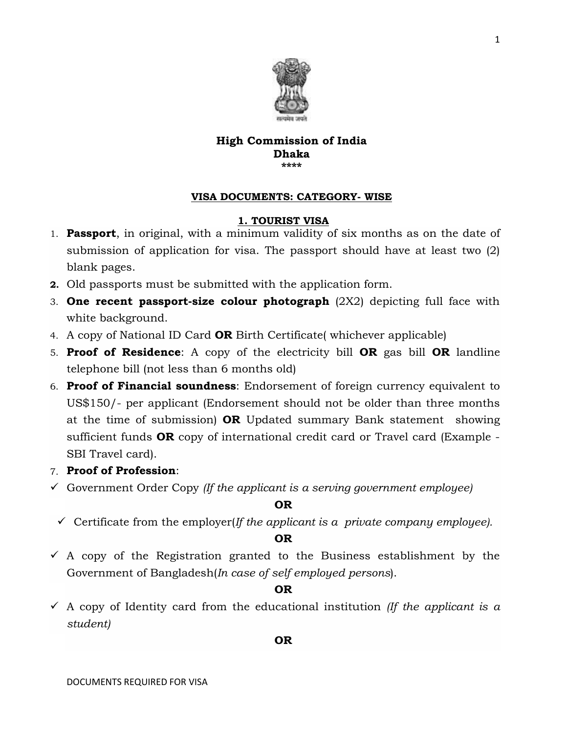**High Commission of India**
**Dhaka**
\*\*\*\*

## VISA DOCUMENTS: CATEGORY- WISE

### 1. TOURIST VISA

1. **Passport**, in original, with a minimum validity of six months as on the date of submission of application for visa. The passport should have at least two (2) blank pages.
2. Old passports must be submitted with the application form.
3. **One recent passport-size colour photograph** (2X2) depicting full face with white background.
4. A copy of National ID Card **OR** Birth Certificate( whichever applicable)
5. **Proof of Residence**: A copy of the electricity bill **OR** gas bill **OR** landline telephone bill (not less than 6 months old)
6. **Proof of Financial soundness**: Endorsement of foreign currency equivalent to US$150/- per applicant (Endorsement should not be older than three months at the time of submission) **OR** Updated summary Bank statement showing sufficient funds **OR** copy of international credit card or Travel card (Example - SBI Travel card).
7. **Proof of Profession**:

- ✓ Government Order Copy *(If the applicant is a serving government employee)*

**OR**

- ✓ Certificate from the employer(*If the applicant is a private company employee).*

**OR**

- ✓ A copy of the Registration granted to the Business establishment by the Government of Bangladesh(*In case of self employed persons*).

**OR**

- ✓ A copy of Identity card from the educational institution *(If the applicant is a student)*

**OR**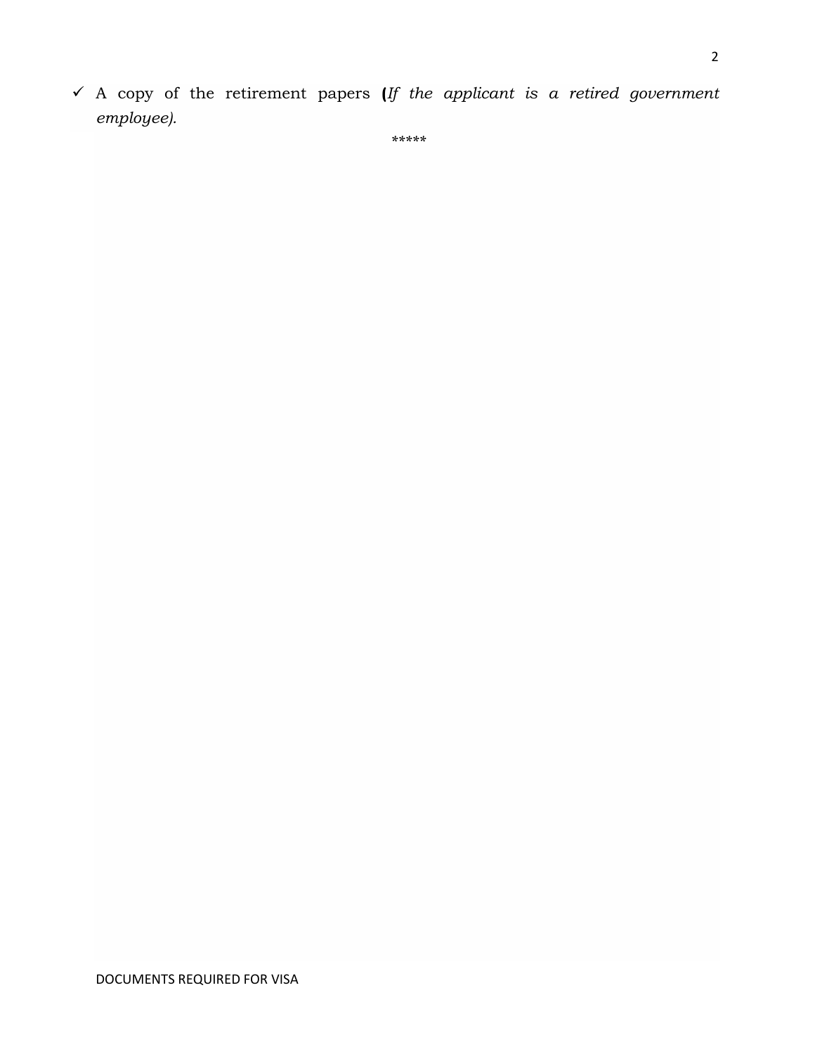- ✓ A copy of the retirement papers **(***If the applicant is a retired government employee).*

*****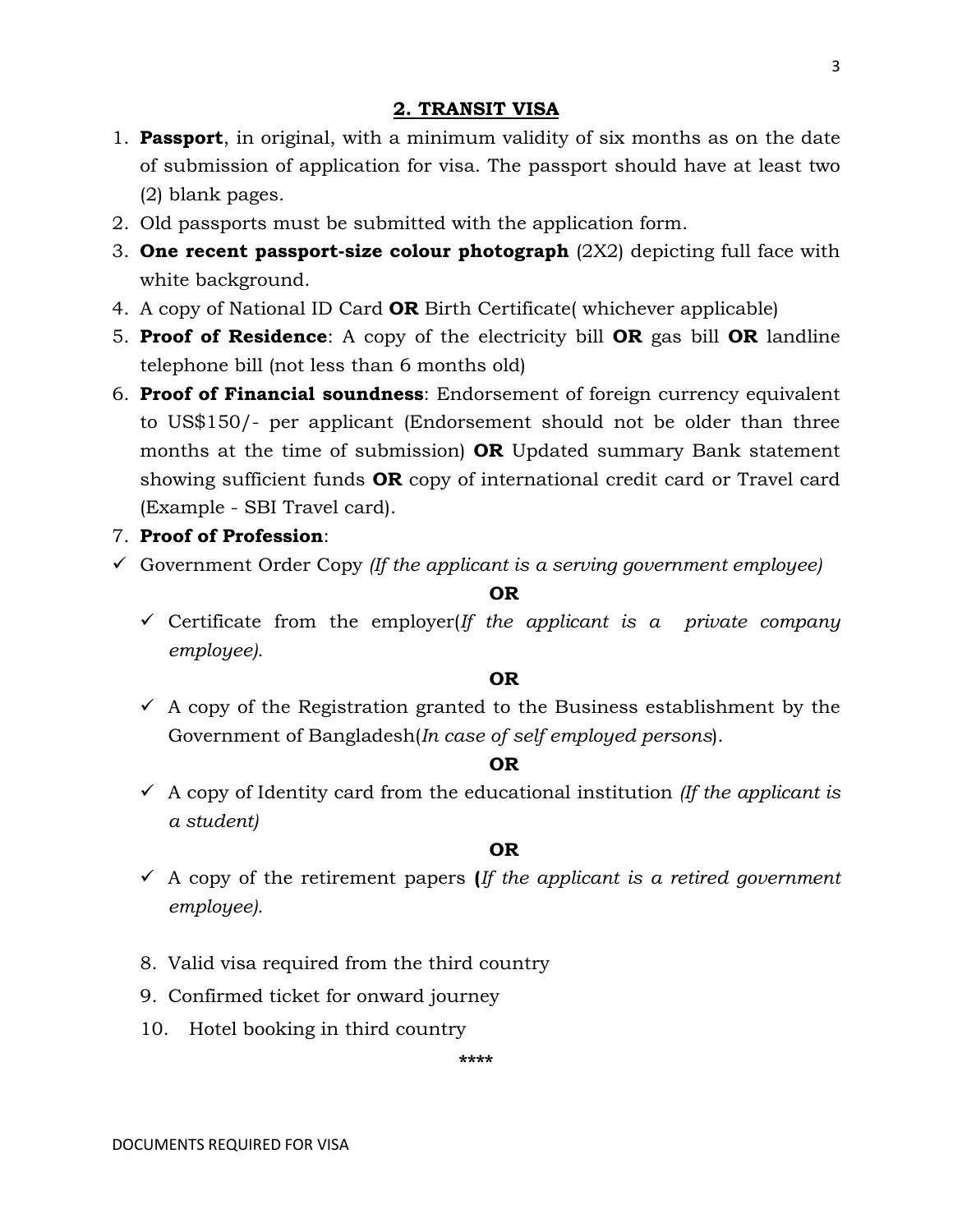## 2. TRANSIT VISA

1. **Passport**, in original, with a minimum validity of six months as on the date of submission of application for visa. The passport should have at least two (2) blank pages.
2. Old passports must be submitted with the application form.
3. **One recent passport-size colour photograph** (2X2) depicting full face with white background.
4. A copy of National ID Card **OR** Birth Certificate( whichever applicable)
5. **Proof of Residence**: A copy of the electricity bill **OR** gas bill **OR** landline telephone bill (not less than 6 months old)
6. **Proof of Financial soundness**: Endorsement of foreign currency equivalent to US$150/- per applicant (Endorsement should not be older than three months at the time of submission) **OR** Updated summary Bank statement showing sufficient funds **OR** copy of international credit card or Travel card (Example - SBI Travel card).
7. **Proof of Profession**:

- ✓ Government Order Copy *(If the applicant is a serving government employee)*

**OR**

- ✓ Certificate from the employer(*If the applicant is a private company employee).*

**OR**

- ✓ A copy of the Registration granted to the Business establishment by the Government of Bangladesh(*In case of self employed persons*).

**OR**

- ✓ A copy of Identity card from the educational institution *(If the applicant is a student)*

**OR**

- ✓ A copy of the retirement papers **(***If the applicant is a retired government employee).*

8. Valid visa required from the third country
9. Confirmed ticket for onward journey
10. Hotel booking in third country

****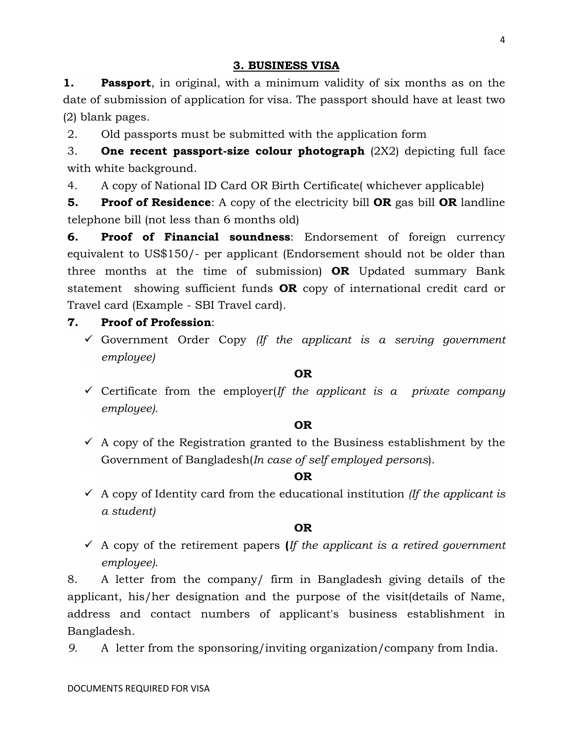## 3. BUSINESS VISA

1. **Passport**, in original, with a minimum validity of six months as on the date of submission of application for visa. The passport should have at least two (2) blank pages.
2. Old passports must be submitted with the application form
3. **One recent passport-size colour photograph** (2X2) depicting full face with white background.
4. A copy of National ID Card OR Birth Certificate( whichever applicable)
5. **Proof of Residence**: A copy of the electricity bill **OR** gas bill **OR** landline telephone bill (not less than 6 months old)
6. **Proof of Financial soundness**: Endorsement of foreign currency equivalent to US$150/- per applicant (Endorsement should not be older than three months at the time of submission) **OR** Updated summary Bank statement showing sufficient funds **OR** copy of international credit card or Travel card (Example - SBI Travel card).
7. **Proof of Profession**:
   - ✓ Government Order Copy *(If the applicant is a serving government employee)*

     **OR**
   - ✓ Certificate from the employer(*If the applicant is a private company employee).*

     **OR**
   - ✓ A copy of the Registration granted to the Business establishment by the Government of Bangladesh(*In case of self employed persons*).

     **OR**
   - ✓ A copy of Identity card from the educational institution *(If the applicant is a student)*

     **OR**
   - ✓ A copy of the retirement papers **(***If the applicant is a retired government employee).*
8. A letter from the company/ firm in Bangladesh giving details of the applicant, his/her designation and the purpose of the visit(details of Name, address and contact numbers of applicant's business establishment in Bangladesh.
9. A letter from the sponsoring/inviting organization/company from India.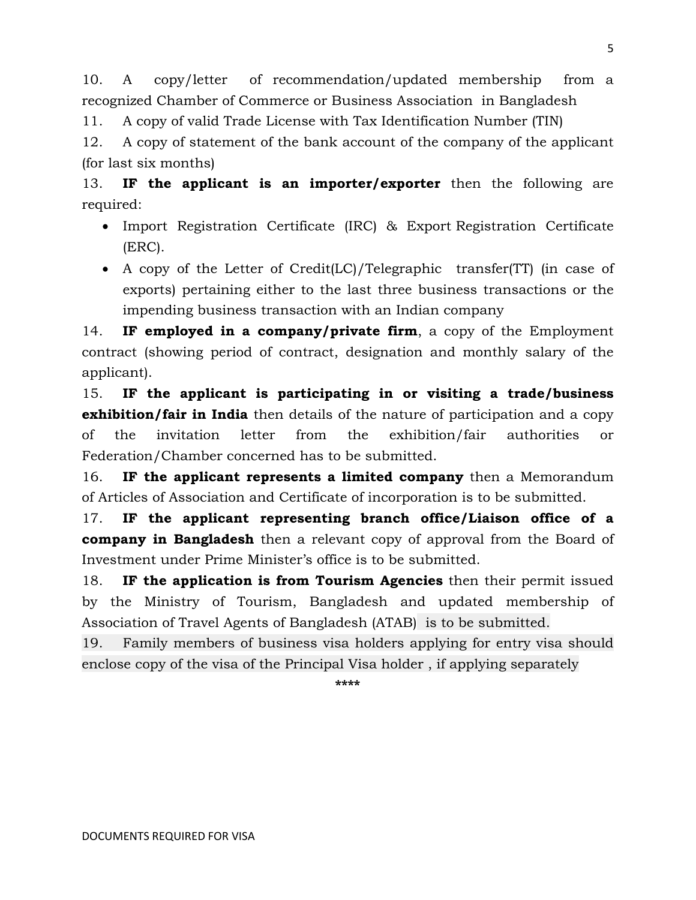10. A copy/letter of recommendation/updated membership from a recognized Chamber of Commerce or Business Association in Bangladesh

11. A copy of valid Trade License with Tax Identification Number (TIN)

12. A copy of statement of the bank account of the company of the applicant (for last six months)

13. **IF the applicant is an importer/exporter** then the following are required:

- Import Registration Certificate (IRC) & Export Registration Certificate (ERC).
- A copy of the Letter of Credit(LC)/Telegraphic transfer(TT) (in case of exports) pertaining either to the last three business transactions or the impending business transaction with an Indian company

14. **IF employed in a company/private firm**, a copy of the Employment contract (showing period of contract, designation and monthly salary of the applicant).

15. **IF the applicant is participating in or visiting a trade/business exhibition/fair in India** then details of the nature of participation and a copy of the invitation letter from the exhibition/fair authorities or Federation/Chamber concerned has to be submitted.

16. **IF the applicant represents a limited company** then a Memorandum of Articles of Association and Certificate of incorporation is to be submitted.

17. **IF the applicant representing branch office/Liaison office of a company in Bangladesh** then a relevant copy of approval from the Board of Investment under Prime Minister's office is to be submitted.

18. **IF the application is from Tourism Agencies** then their permit issued by the Ministry of Tourism, Bangladesh and updated membership of Association of Travel Agents of Bangladesh (ATAB) is to be submitted.

19. Family members of business visa holders applying for entry visa should enclose copy of the visa of the Principal Visa holder , if applying separately

****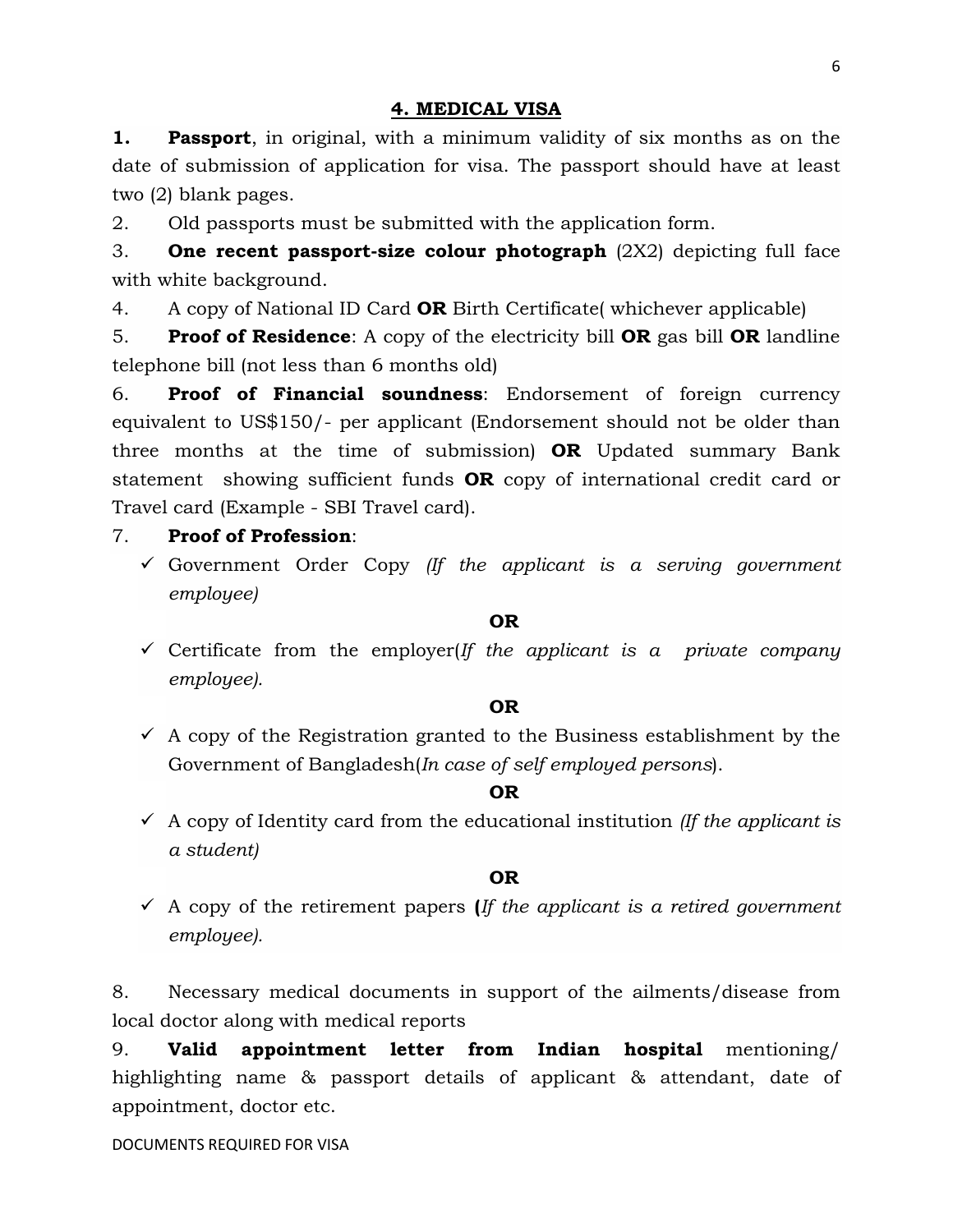## 4. MEDICAL VISA

1. **Passport**, in original, with a minimum validity of six months as on the date of submission of application for visa. The passport should have at least two (2) blank pages.
2. Old passports must be submitted with the application form.
3. **One recent passport-size colour photograph** (2X2) depicting full face with white background.
4. A copy of National ID Card **OR** Birth Certificate( whichever applicable)
5. **Proof of Residence**: A copy of the electricity bill **OR** gas bill **OR** landline telephone bill (not less than 6 months old)
6. **Proof of Financial soundness**: Endorsement of foreign currency equivalent to US$150/- per applicant (Endorsement should not be older than three months at the time of submission) **OR** Updated summary Bank statement showing sufficient funds **OR** copy of international credit card or Travel card (Example - SBI Travel card).
7. **Proof of Profession**:
   - ✓ Government Order Copy *(If the applicant is a serving government employee)*

     **OR**

   - ✓ Certificate from the employer(*If the applicant is a private company employee).*

     **OR**

   - ✓ A copy of the Registration granted to the Business establishment by the Government of Bangladesh(*In case of self employed persons*).

     **OR**

   - ✓ A copy of Identity card from the educational institution *(If the applicant is a student)*

     **OR**

   - ✓ A copy of the retirement papers **(***If the applicant is a retired government employee).*

8. Necessary medical documents in support of the ailments/disease from local doctor along with medical reports
9. **Valid appointment letter from Indian hospital** mentioning/ highlighting name & passport details of applicant & attendant, date of appointment, doctor etc.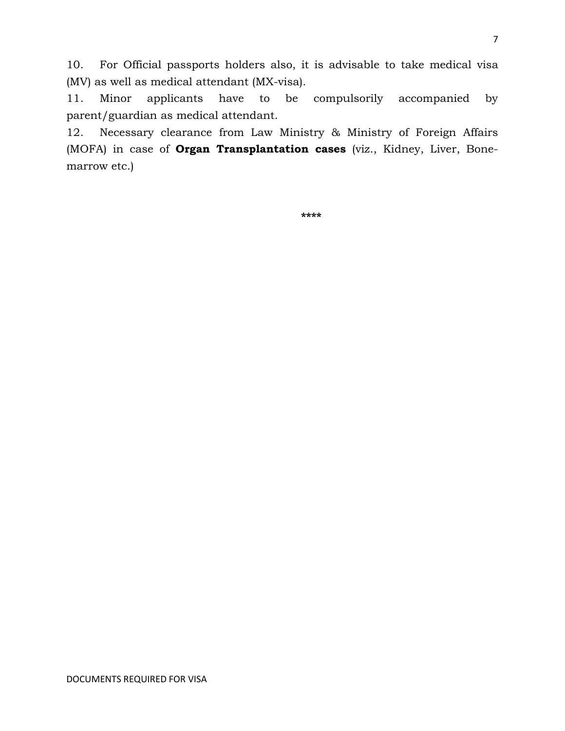10. For Official passports holders also, it is advisable to take medical visa (MV) as well as medical attendant (MX-visa).

11. Minor applicants have to be compulsorily accompanied by parent/guardian as medical attendant.

12. Necessary clearance from Law Ministry & Ministry of Foreign Affairs (MOFA) in case of **Organ Transplantation cases** (viz., Kidney, Liver, Bone-marrow etc.)

****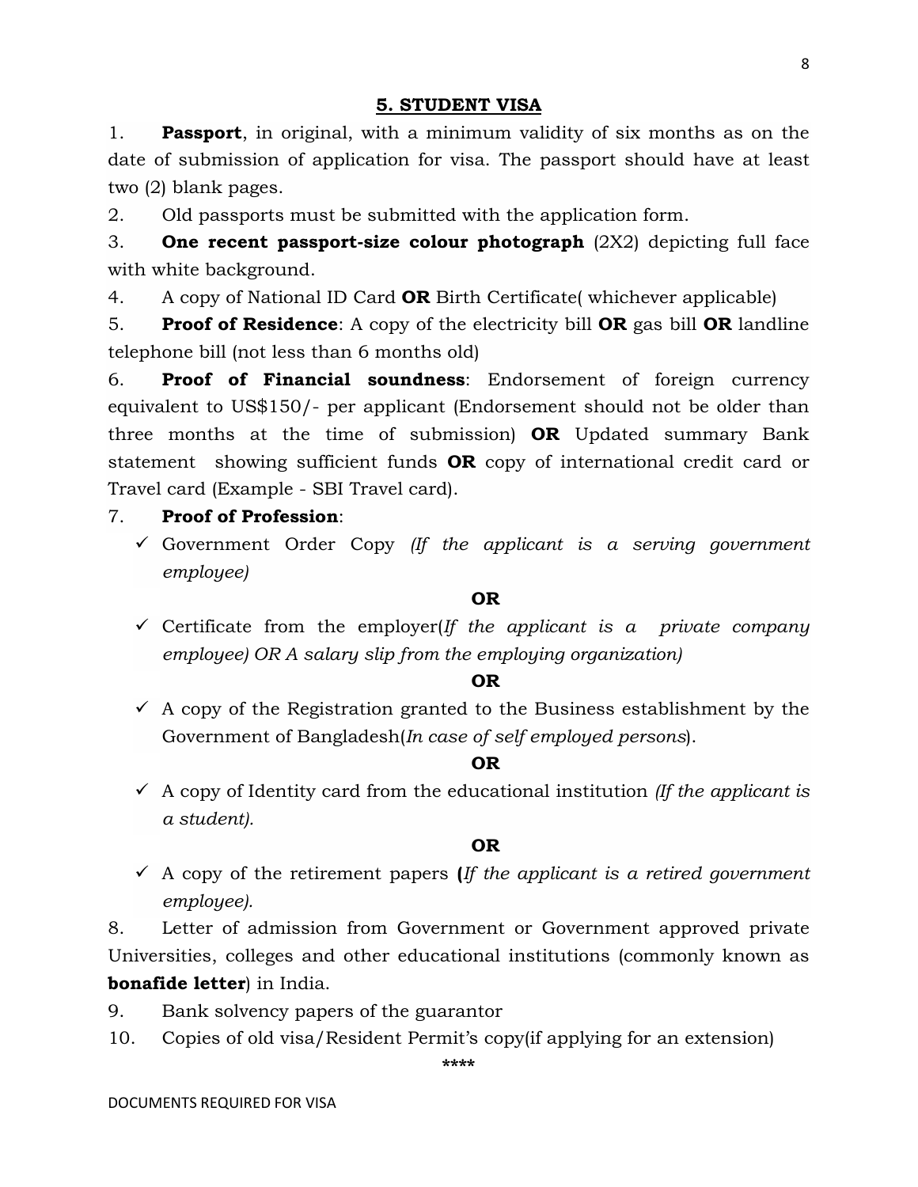## 5. STUDENT VISA

1. **Passport**, in original, with a minimum validity of six months as on the date of submission of application for visa. The passport should have at least two (2) blank pages.
2. Old passports must be submitted with the application form.
3. **One recent passport-size colour photograph** (2X2) depicting full face with white background.
4. A copy of National ID Card **OR** Birth Certificate( whichever applicable)
5. **Proof of Residence**: A copy of the electricity bill **OR** gas bill **OR** landline telephone bill (not less than 6 months old)
6. **Proof of Financial soundness**: Endorsement of foreign currency equivalent to US$150/- per applicant (Endorsement should not be older than three months at the time of submission) **OR** Updated summary Bank statement showing sufficient funds **OR** copy of international credit card or Travel card (Example - SBI Travel card).
7. **Proof of Profession**:
   - ✓ Government Order Copy *(If the applicant is a serving government employee)*

     **OR**

   - ✓ Certificate from the employer(*If the applicant is a private company employee) OR A salary slip from the employing organization)*

     **OR**

   - ✓ A copy of the Registration granted to the Business establishment by the Government of Bangladesh(*In case of self employed persons*).

     **OR**

   - ✓ A copy of Identity card from the educational institution *(If the applicant is a student).*

     **OR**

   - ✓ A copy of the retirement papers **(***If the applicant is a retired government employee).*
8. Letter of admission from Government or Government approved private Universities, colleges and other educational institutions (commonly known as **bonafide letter**) in India.
9. Bank solvency papers of the guarantor
10. Copies of old visa/Resident Permit's copy(if applying for an extension)

****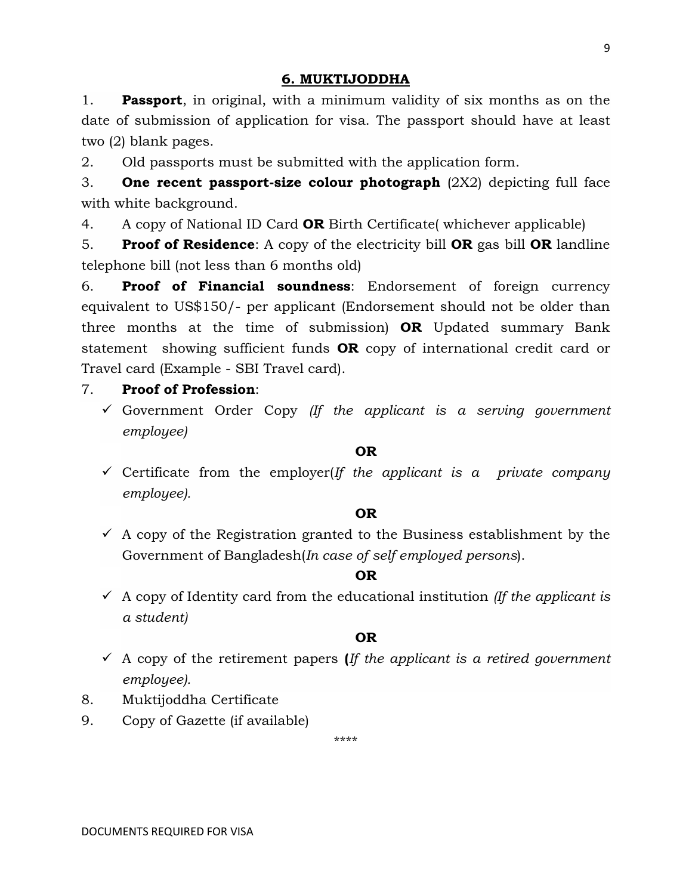## 6. MUKTIJODDHA

1. **Passport**, in original, with a minimum validity of six months as on the date of submission of application for visa. The passport should have at least two (2) blank pages.
2. Old passports must be submitted with the application form.
3. **One recent passport-size colour photograph** (2X2) depicting full face with white background.
4. A copy of National ID Card **OR** Birth Certificate( whichever applicable)
5. **Proof of Residence**: A copy of the electricity bill **OR** gas bill **OR** landline telephone bill (not less than 6 months old)
6. **Proof of Financial soundness**: Endorsement of foreign currency equivalent to US$150/- per applicant (Endorsement should not be older than three months at the time of submission) **OR** Updated summary Bank statement showing sufficient funds **OR** copy of international credit card or Travel card (Example - SBI Travel card).
7. **Proof of Profession**:
   - ✓ Government Order Copy *(If the applicant is a serving government employee)*

     **OR**

   - ✓ Certificate from the employer(*If the applicant is a private company employee).*

     **OR**

   - ✓ A copy of the Registration granted to the Business establishment by the Government of Bangladesh(*In case of self employed persons*).

     **OR**

   - ✓ A copy of Identity card from the educational institution *(If the applicant is a student)*

     **OR**

   - ✓ A copy of the retirement papers **(***If the applicant is a retired government employee).*
8. Muktijoddha Certificate
9. Copy of Gazette (if available)

****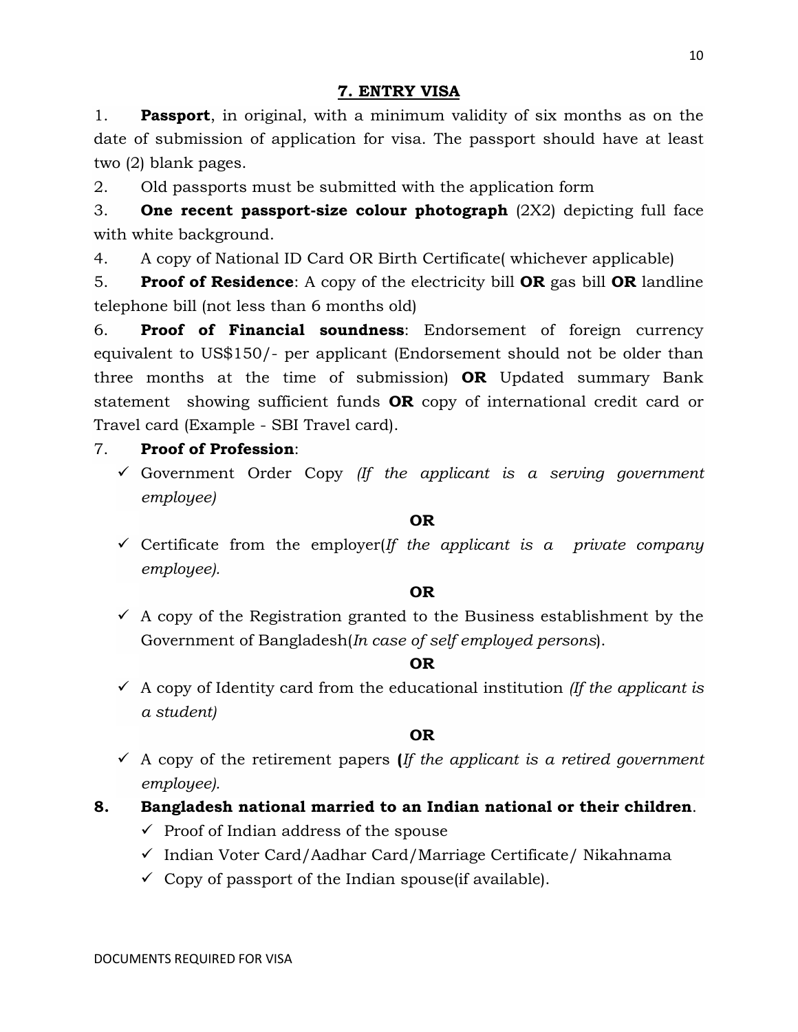## 7. ENTRY VISA

1. **Passport**, in original, with a minimum validity of six months as on the date of submission of application for visa. The passport should have at least two (2) blank pages.
2. Old passports must be submitted with the application form
3. **One recent passport-size colour photograph** (2X2) depicting full face with white background.
4. A copy of National ID Card OR Birth Certificate( whichever applicable)
5. **Proof of Residence**: A copy of the electricity bill **OR** gas bill **OR** landline telephone bill (not less than 6 months old)
6. **Proof of Financial soundness**: Endorsement of foreign currency equivalent to US$150/- per applicant (Endorsement should not be older than three months at the time of submission) **OR** Updated summary Bank statement showing sufficient funds **OR** copy of international credit card or Travel card (Example - SBI Travel card).
7. **Proof of Profession**:
   - ✓ Government Order Copy *(If the applicant is a serving government employee)*

     **OR**

   - ✓ Certificate from the employer(*If the applicant is a private company employee).*

     **OR**

   - ✓ A copy of the Registration granted to the Business establishment by the Government of Bangladesh(*In case of self employed persons*).

     **OR**

   - ✓ A copy of Identity card from the educational institution *(If the applicant is a student)*

     **OR**

   - ✓ A copy of the retirement papers **(***If the applicant is a retired government employee).*

**8. Bangladesh national married to an Indian national or their children**.

- ✓ Proof of Indian address of the spouse
- ✓ Indian Voter Card/Aadhar Card/Marriage Certificate/ Nikahnama
- ✓ Copy of passport of the Indian spouse(if available).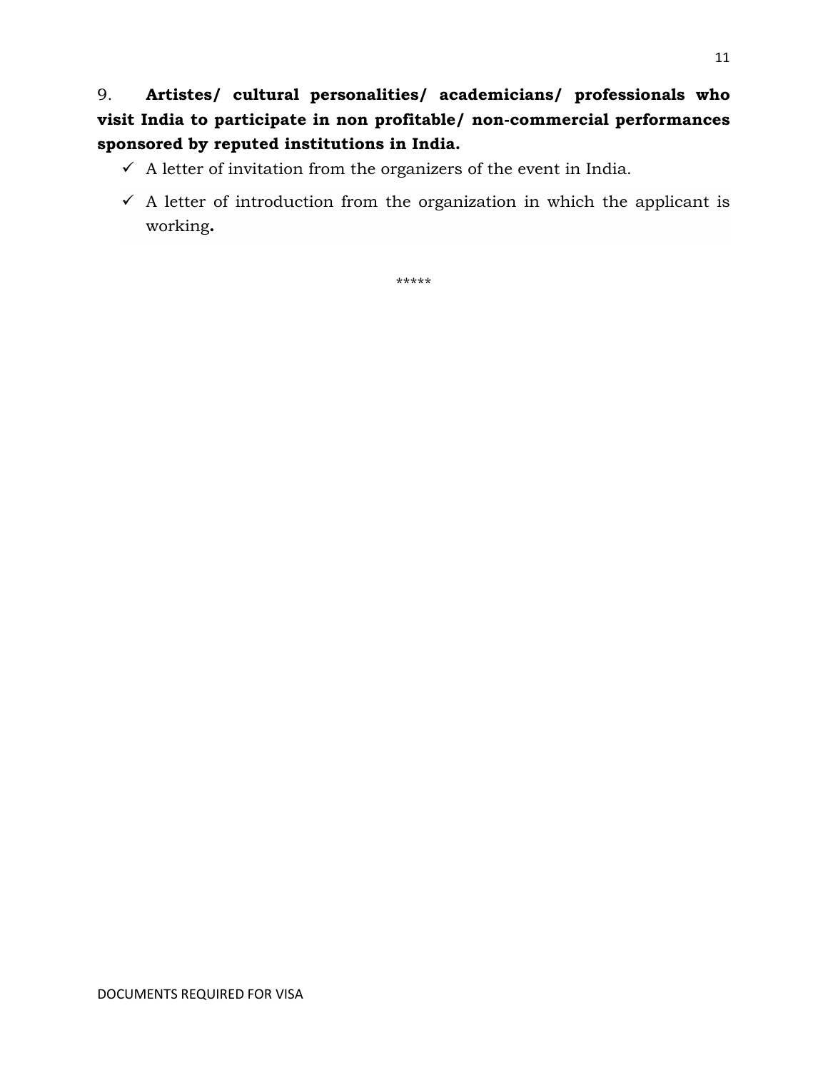9. **Artistes/ cultural personalities/ academicians/ professionals who visit India to participate in non profitable/ non-commercial performances sponsored by reputed institutions in India.**

- ✓ A letter of invitation from the organizers of the event in India.
- ✓ A letter of introduction from the organization in which the applicant is working**.**

*****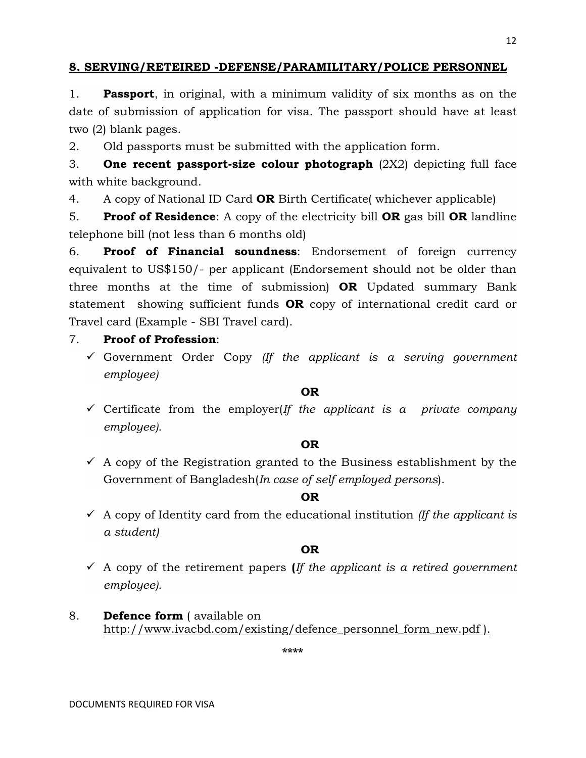## 8. SERVING/RETEIRED -DEFENSE/PARAMILITARY/POLICE PERSONNEL

1. **Passport**, in original, with a minimum validity of six months as on the date of submission of application for visa. The passport should have at least two (2) blank pages.
2. Old passports must be submitted with the application form.
3. **One recent passport-size colour photograph** (2X2) depicting full face with white background.
4. A copy of National ID Card **OR** Birth Certificate( whichever applicable)
5. **Proof of Residence**: A copy of the electricity bill **OR** gas bill **OR** landline telephone bill (not less than 6 months old)
6. **Proof of Financial soundness**: Endorsement of foreign currency equivalent to US$150/- per applicant (Endorsement should not be older than three months at the time of submission) **OR** Updated summary Bank statement showing sufficient funds **OR** copy of international credit card or Travel card (Example - SBI Travel card).
7. **Proof of Profession**:
   - ✓ Government Order Copy *(If the applicant is a serving government employee)*

     **OR**
   - ✓ Certificate from the employer(*If the applicant is a private company employee).*

     **OR**
   - ✓ A copy of the Registration granted to the Business establishment by the Government of Bangladesh(*In case of self employed persons*).

     **OR**
   - ✓ A copy of Identity card from the educational institution *(If the applicant is a student)*

     **OR**
   - ✓ A copy of the retirement papers **(***If the applicant is a retired government employee).*
8. **Defence form** ( available on http://www.ivacbd.com/existing/defence_personnel_form_new.pdf ).

****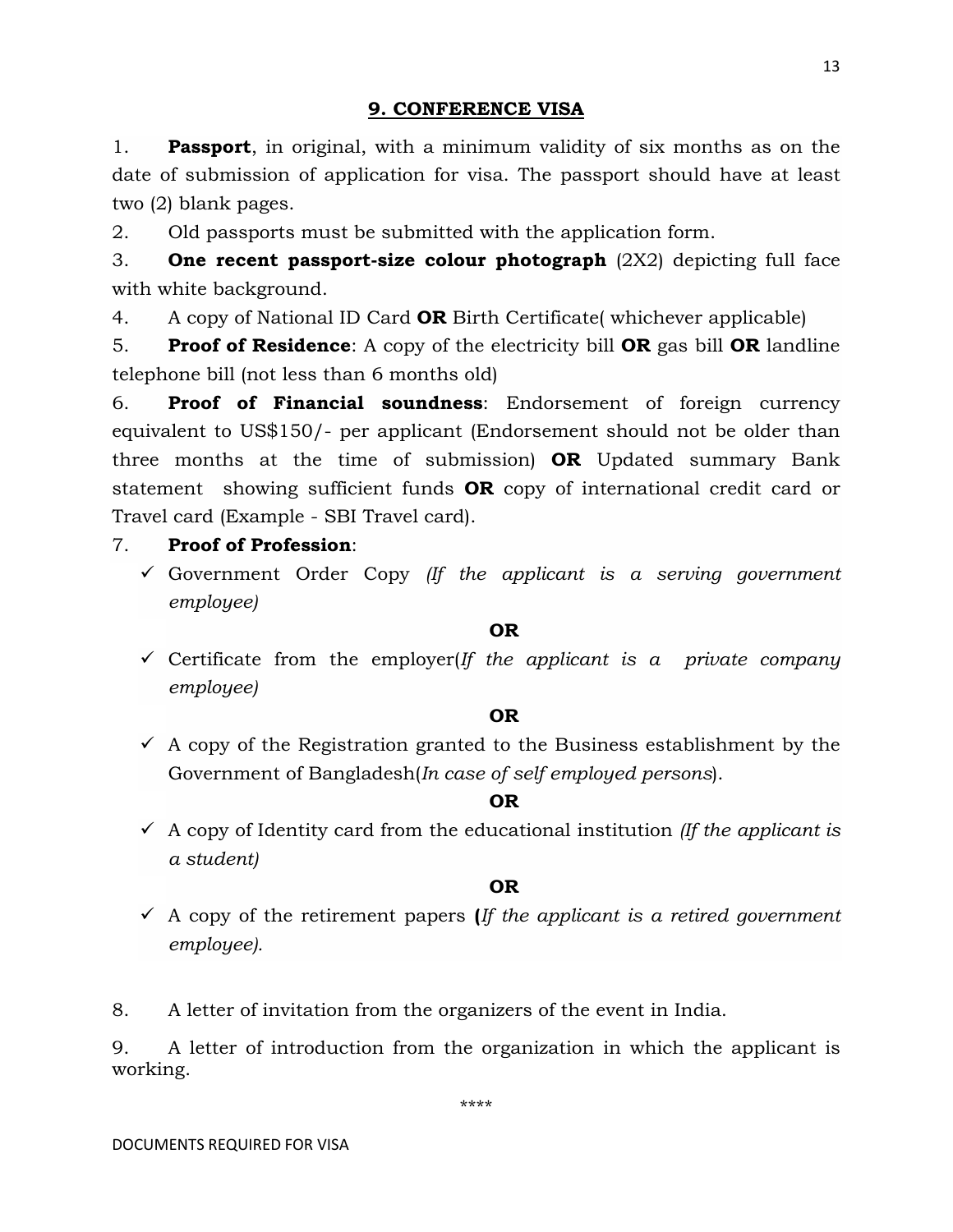## 9. CONFERENCE VISA

1. **Passport**, in original, with a minimum validity of six months as on the date of submission of application for visa. The passport should have at least two (2) blank pages.

2. Old passports must be submitted with the application form.

3. **One recent passport-size colour photograph** (2X2) depicting full face with white background.

4. A copy of National ID Card **OR** Birth Certificate( whichever applicable)

5. **Proof of Residence**: A copy of the electricity bill **OR** gas bill **OR** landline telephone bill (not less than 6 months old)

6. **Proof of Financial soundness**: Endorsement of foreign currency equivalent to US$150/- per applicant (Endorsement should not be older than three months at the time of submission) **OR** Updated summary Bank statement showing sufficient funds **OR** copy of international credit card or Travel card (Example - SBI Travel card).

7. **Proof of Profession**:

   - ✓ Government Order Copy *(If the applicant is a serving government employee)*

     **OR**

   - ✓ Certificate from the employer(*If the applicant is a private company employee)*

     **OR**

   - ✓ A copy of the Registration granted to the Business establishment by the Government of Bangladesh(*In case of self employed persons*).

     **OR**

   - ✓ A copy of Identity card from the educational institution *(If the applicant is a student)*

     **OR**

   - ✓ A copy of the retirement papers **(***If the applicant is a retired government employee).*

8. A letter of invitation from the organizers of the event in India.

9. A letter of introduction from the organization in which the applicant is working.

****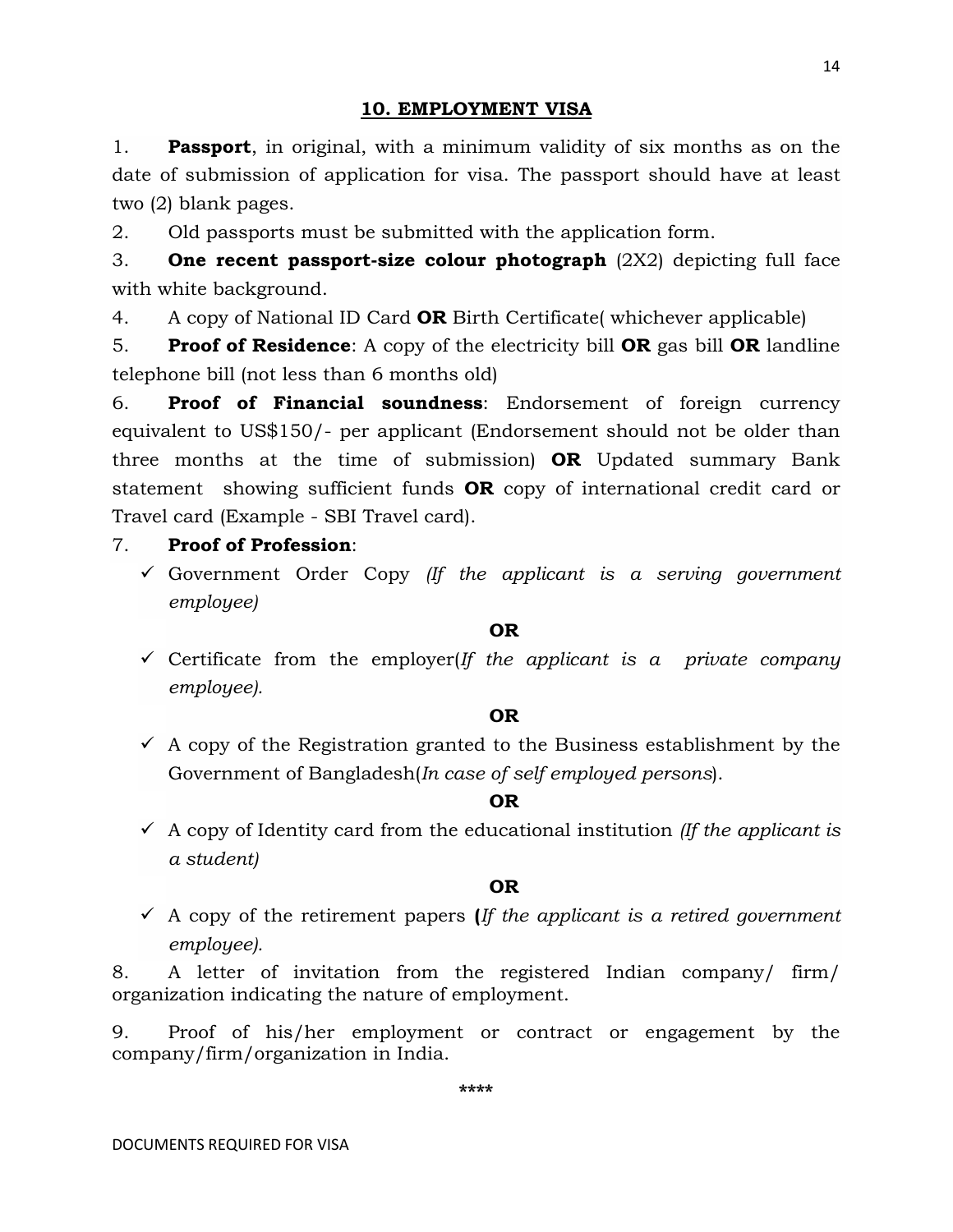## 10. EMPLOYMENT VISA

1. **Passport**, in original, with a minimum validity of six months as on the date of submission of application for visa. The passport should have at least two (2) blank pages.

2. Old passports must be submitted with the application form.

3. **One recent passport-size colour photograph** (2X2) depicting full face with white background.

4. A copy of National ID Card **OR** Birth Certificate( whichever applicable)

5. **Proof of Residence**: A copy of the electricity bill **OR** gas bill **OR** landline telephone bill (not less than 6 months old)

6. **Proof of Financial soundness**: Endorsement of foreign currency equivalent to US$150/- per applicant (Endorsement should not be older than three months at the time of submission) **OR** Updated summary Bank statement showing sufficient funds **OR** copy of international credit card or Travel card (Example - SBI Travel card).

7. **Proof of Profession**:

- ✓ Government Order Copy *(If the applicant is a serving government employee)*

  **OR**

- ✓ Certificate from the employer(*If the applicant is a private company employee).*

  **OR**

- ✓ A copy of the Registration granted to the Business establishment by the Government of Bangladesh(*In case of self employed persons*).

  **OR**

- ✓ A copy of Identity card from the educational institution *(If the applicant is a student)*

  **OR**

- ✓ A copy of the retirement papers **(***If the applicant is a retired government employee).*

8. A letter of invitation from the registered Indian company/ firm/ organization indicating the nature of employment.

9. Proof of his/her employment or contract or engagement by the company/firm/organization in India.

****